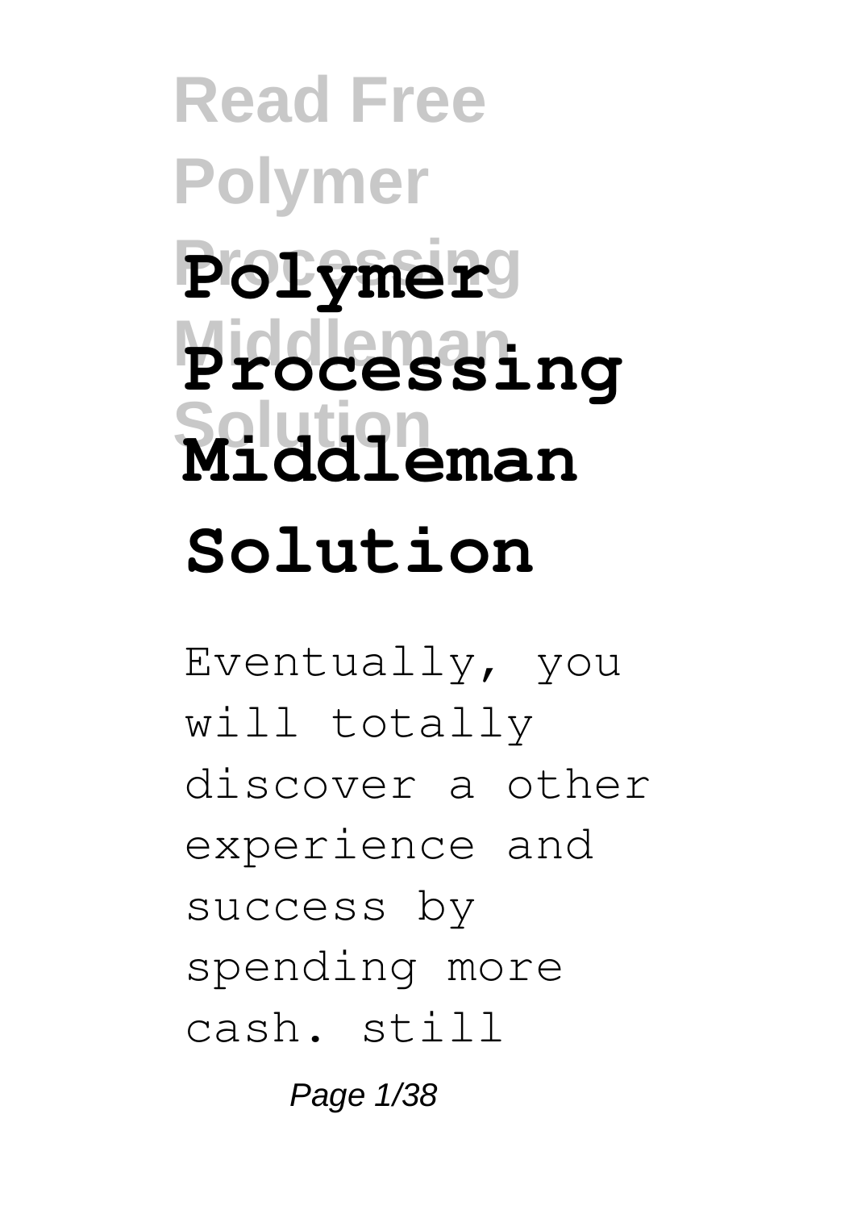# Polymer Processing Middleman Solution

Eventually, you will totally discover a other experience and success by spending more cash. still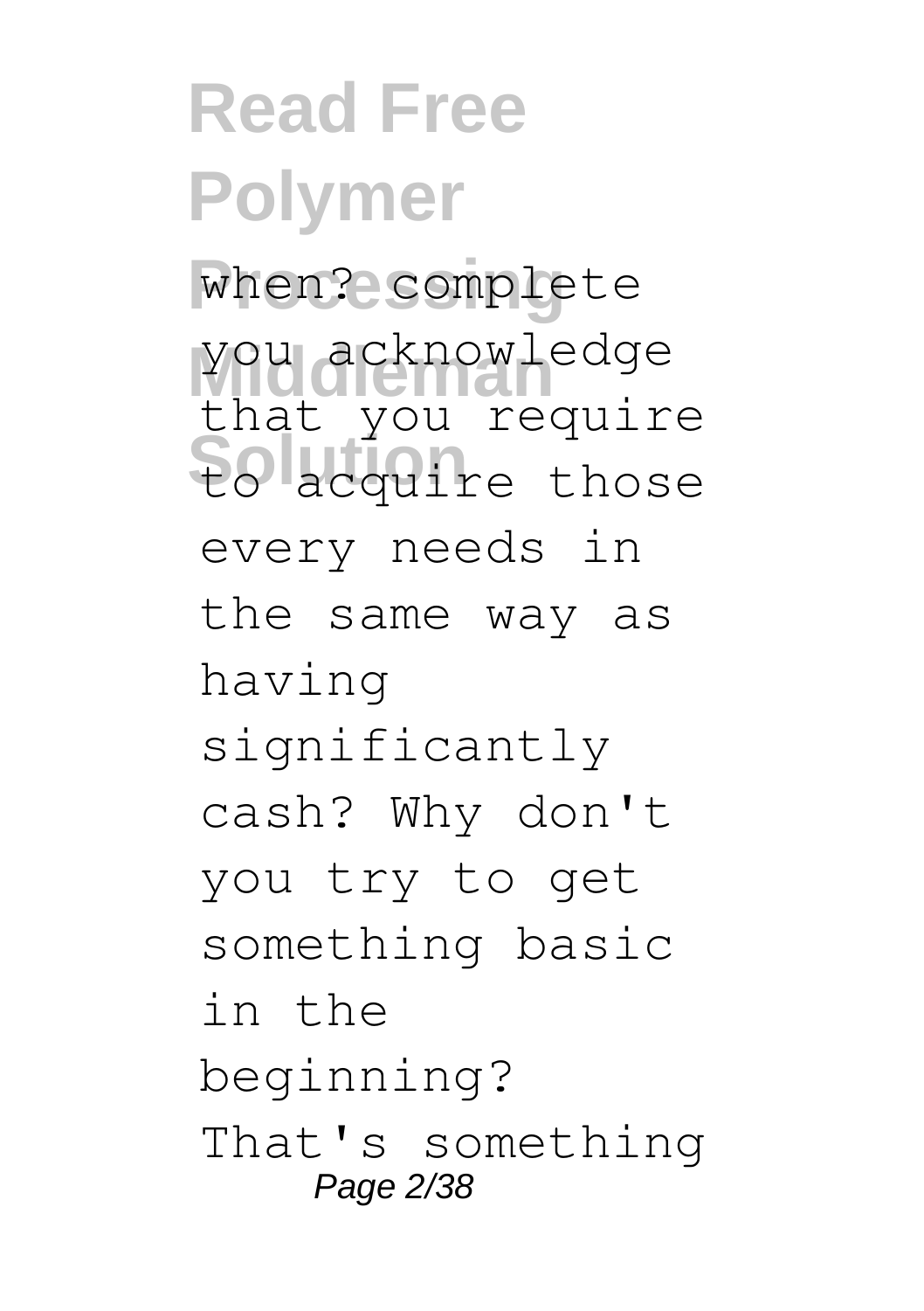when? complete you acknowledge that you require to acquire those every needs in the same way as having significantly cash? Why don't you try to get something basic in the beginning? That's something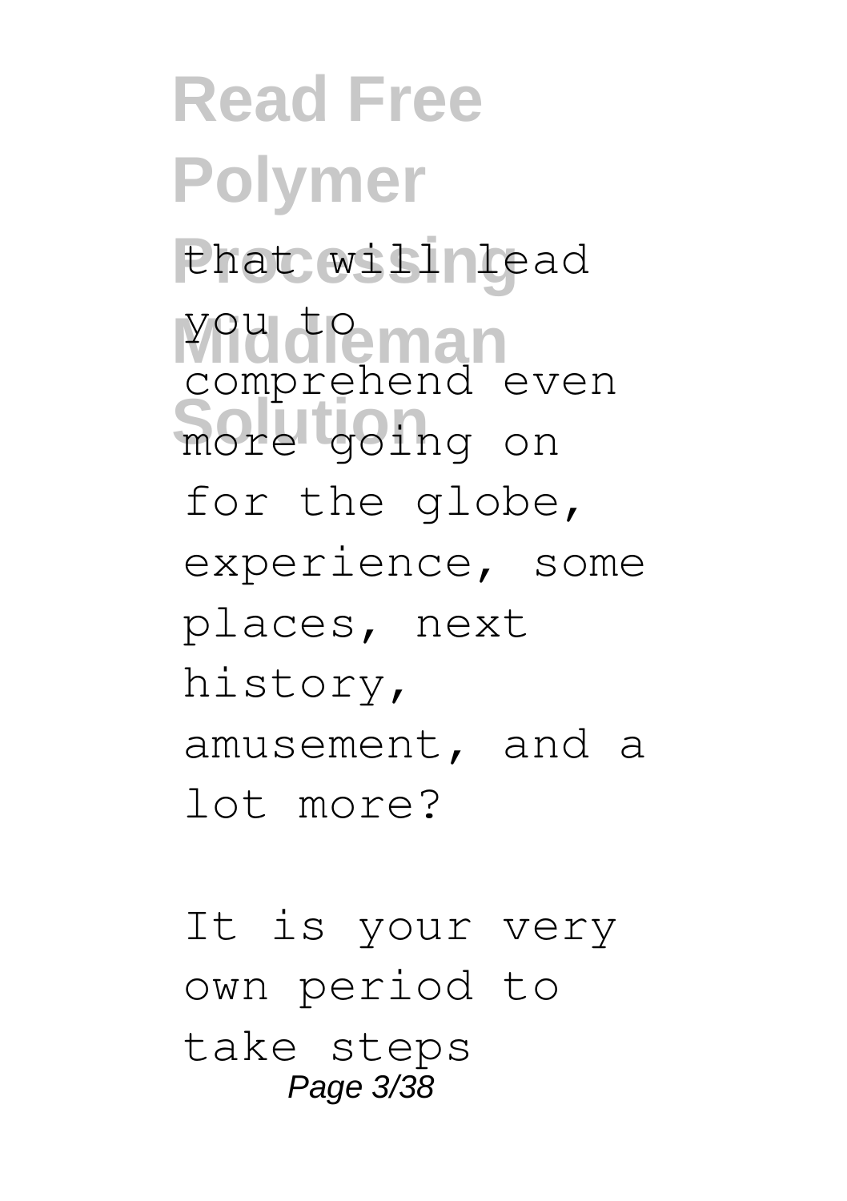that will lead you to comprehend even more going on for the globe, experience, some places, next history, amusement, and a lot more?

It is your very own period to take steps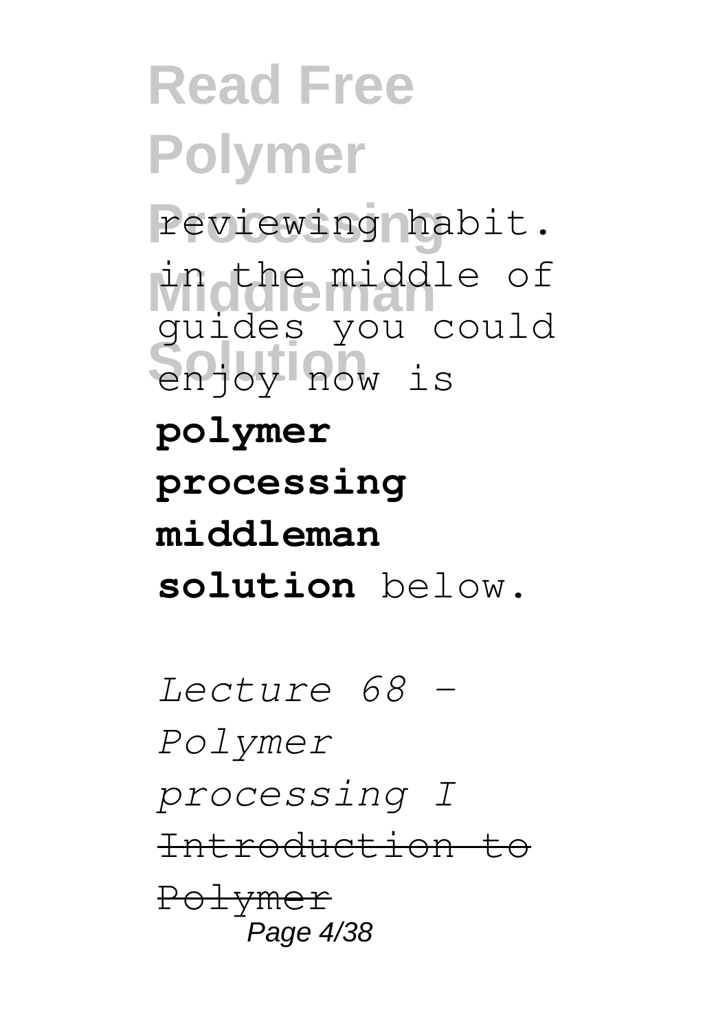reviewing habit. in the middle of guides you could enjoy now is **polymer processing middleman solution** below.

*Lecture 68 - Polymer processing I* ~~Introduction to Polymer~~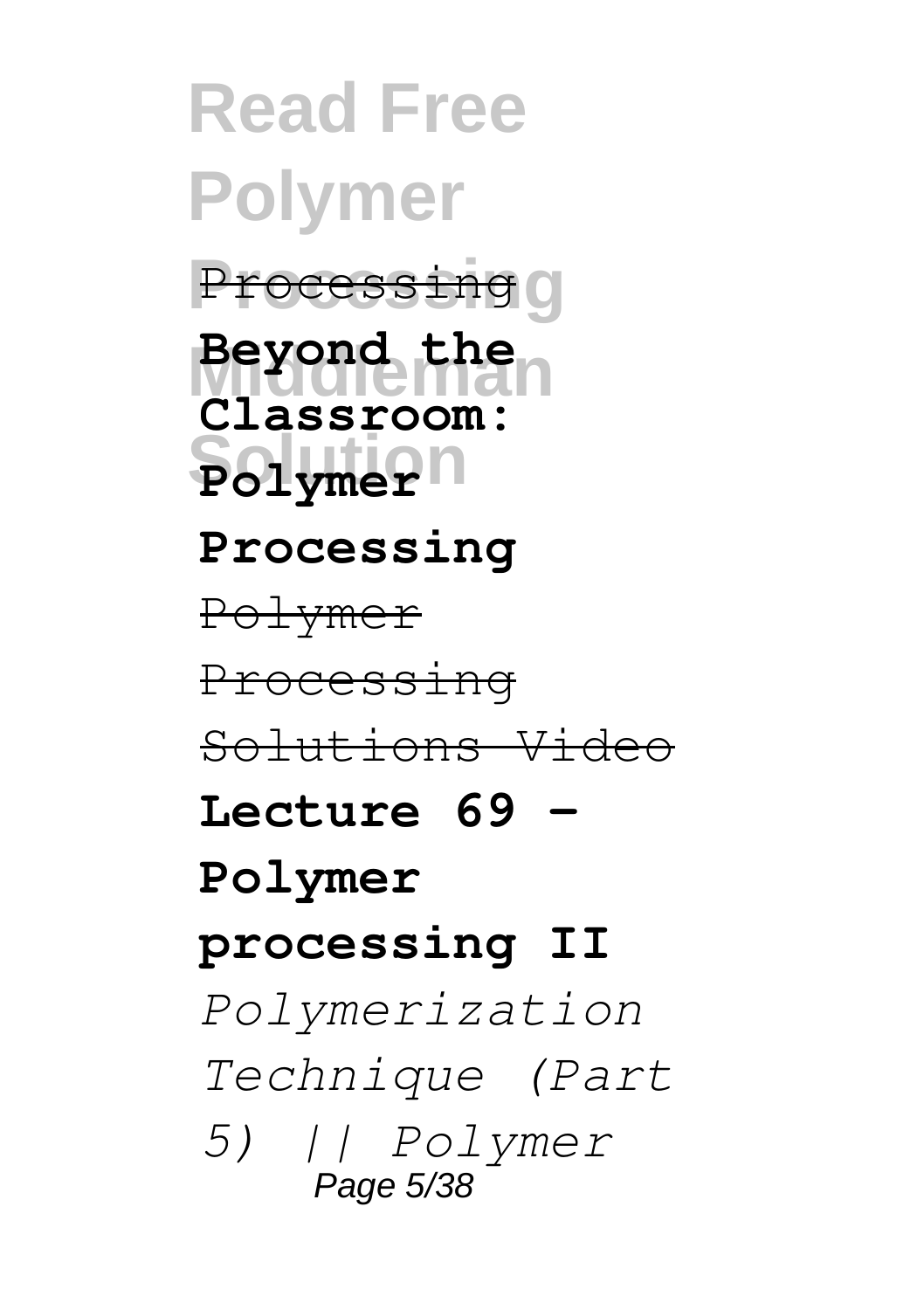Processing

**Beyond the Classroom: Polymer Processing**

Polymer Processing Solutions Video

**Lecture 69 - Polymer processing II**

*Polymerization Technique (Part 5) || Polymer*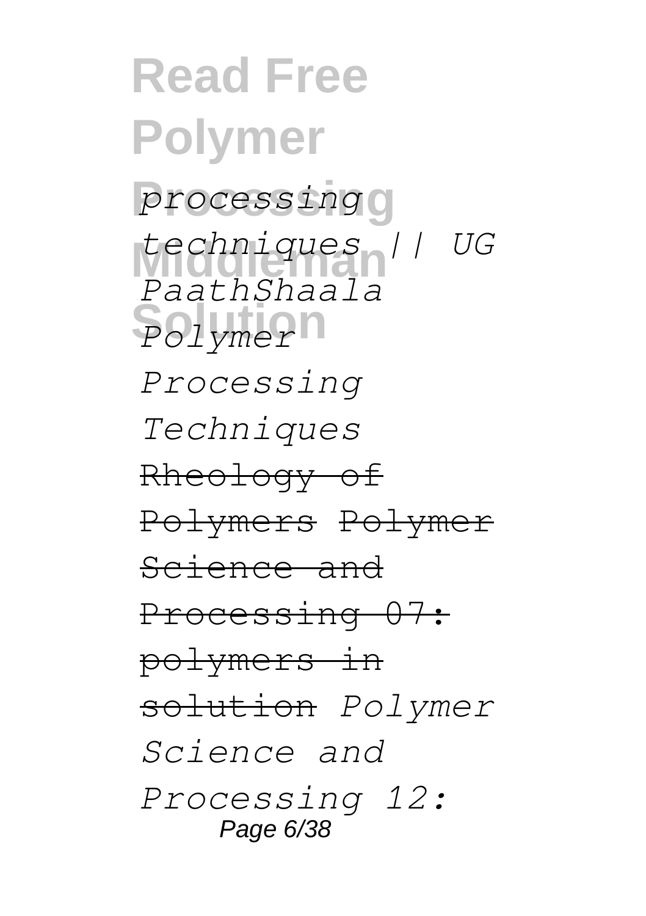*processing techniques || UG PaathShaala* *Polymer Processing Techniques* ~~Rheology of Polymers~~ ~~Polymer Science and Processing 07: polymers in solution~~ *Polymer Science and Processing 12:*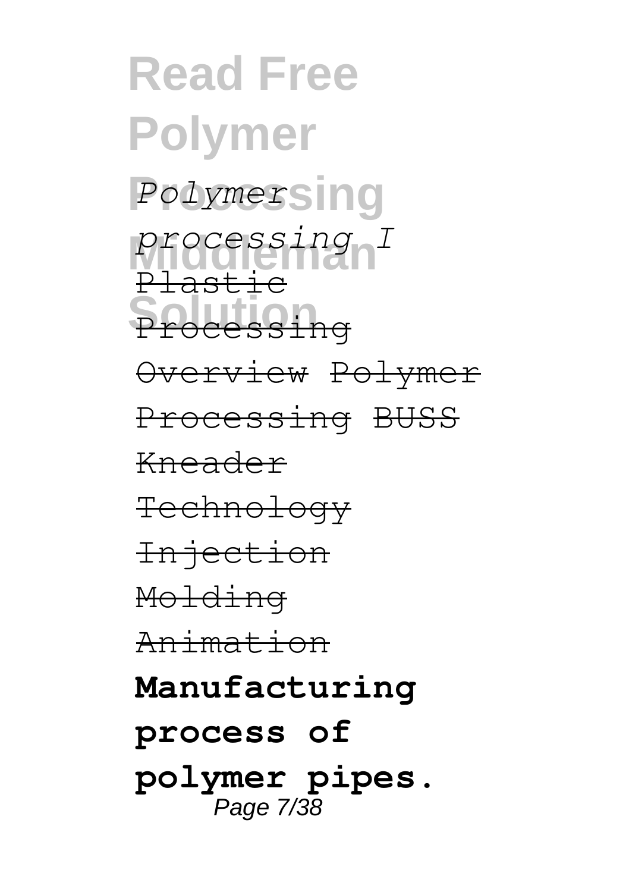*Polymer processing I* ~~Plastic Processing Overview~~ ~~Polymer Processing~~ ~~BUSS Kneader Technology~~ ~~Injection Molding Animation~~ **Manufacturing process of polymer pipes.**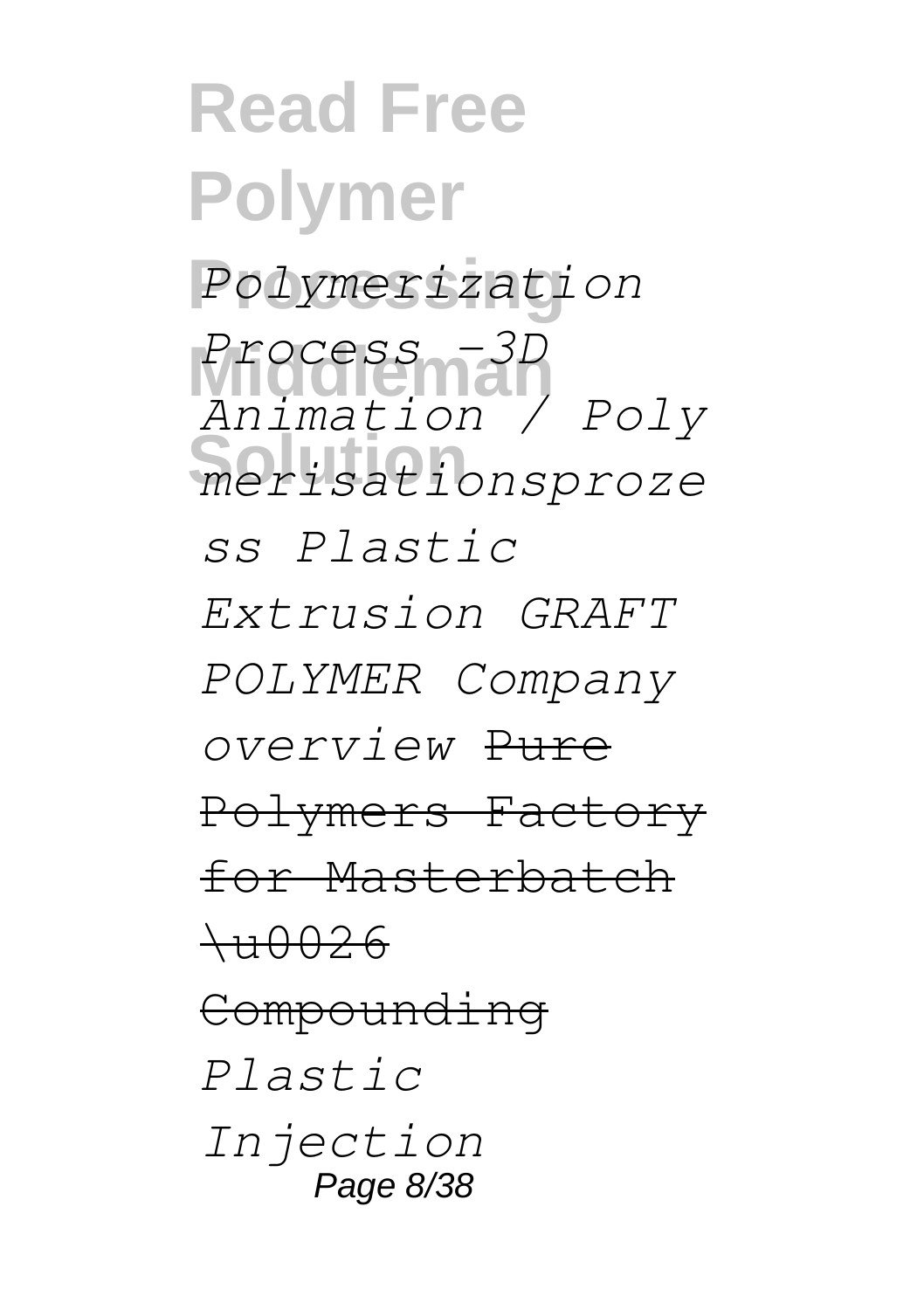*Polymerization Process -3D Animation / Polymerisationsprozess Plastic Extrusion GRAFT POLYMER Company overview* ~~Pure Polymers Factory for Masterbatch \u0026 Compounding~~ *Plastic Injection*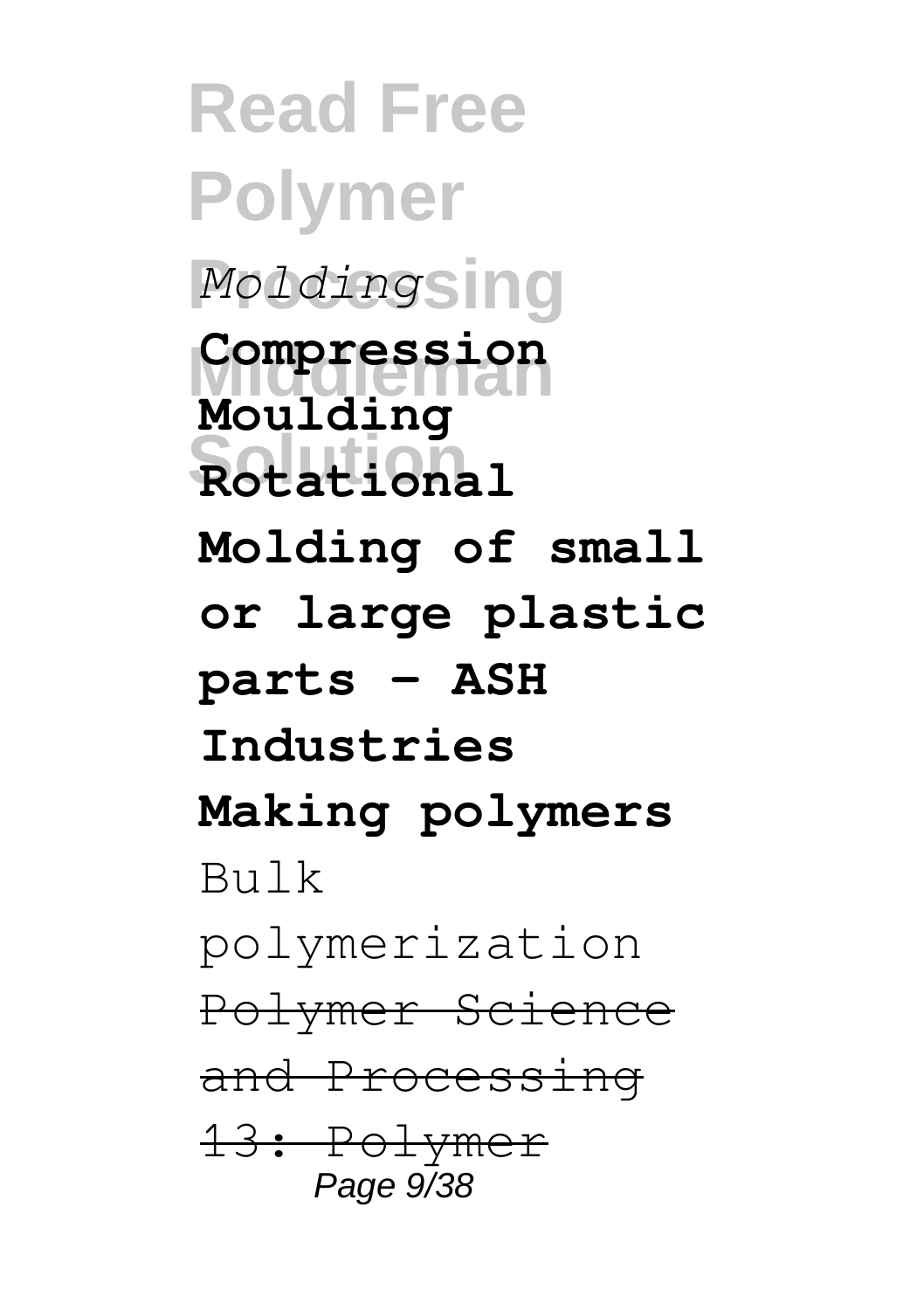*Molding*

**Compression Moulding**

**Rotational Molding of small or large plastic parts - ASH Industries**

**Making polymers**

Bulk polymerization

~~Polymer Science and Processing 13: Polymer~~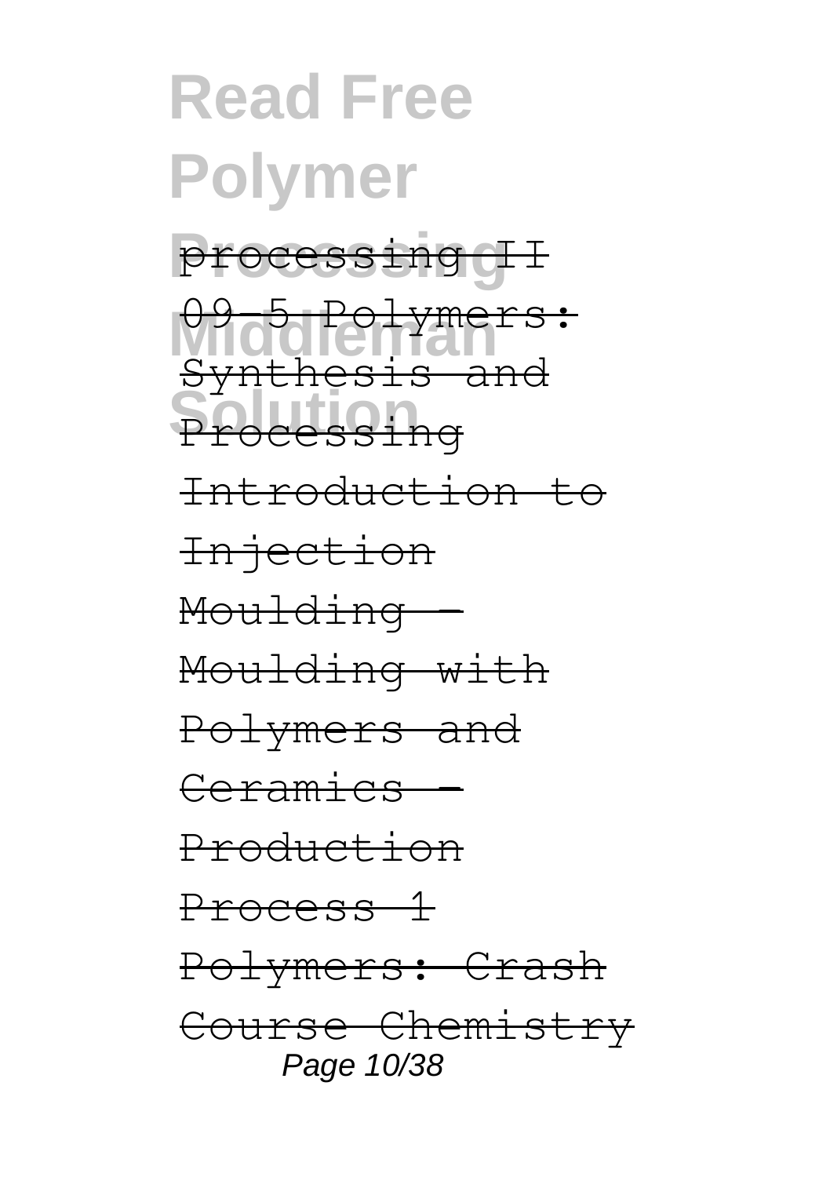processing II 09-5 Polymers: Synthesis and Processing Introduction to Injection Moulding - Moulding with Polymers and Ceramics - Production Process 1 Polymers: Crash Course Chemistry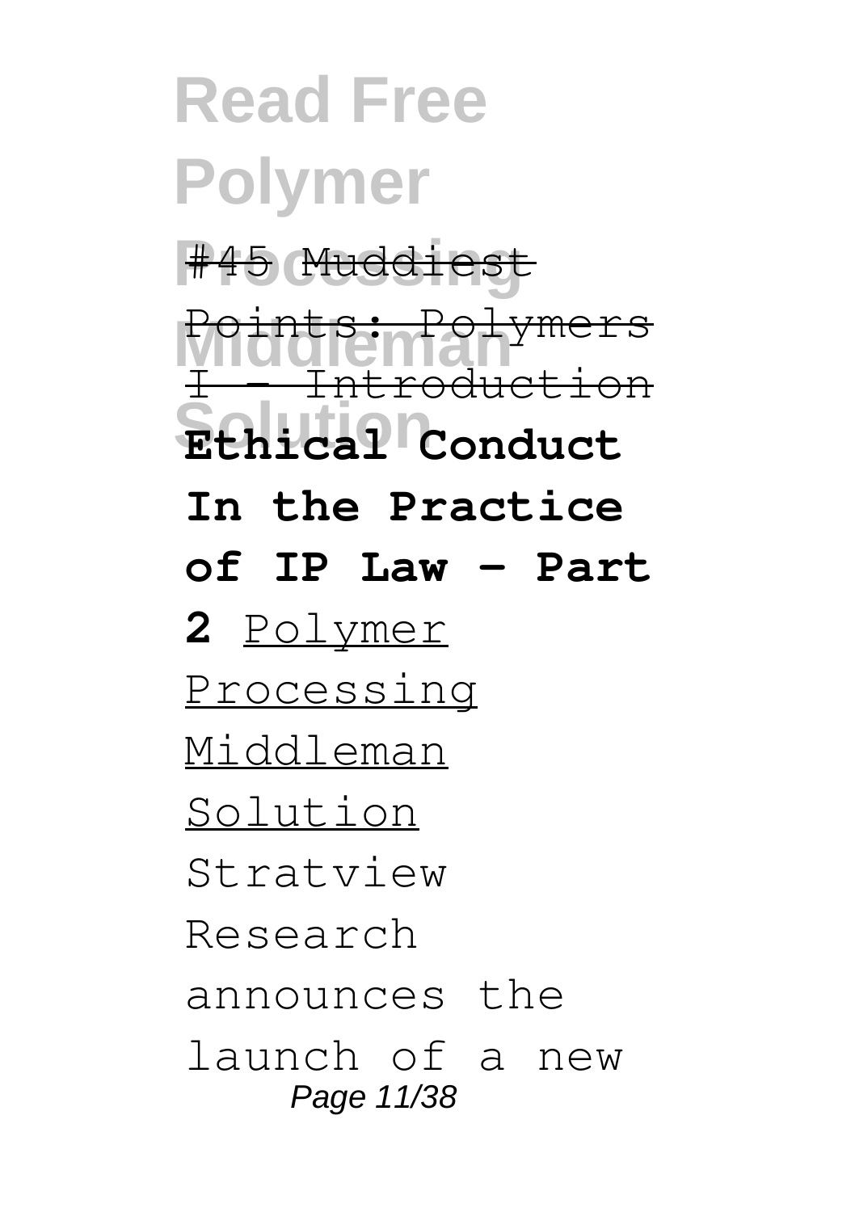~~#45 Muddiest Points: Polymers I - Introduction~~ **Ethical Conduct In the Practice of IP Law - Part 2** Polymer Processing Middleman Solution

Stratview Research announces the launch of a new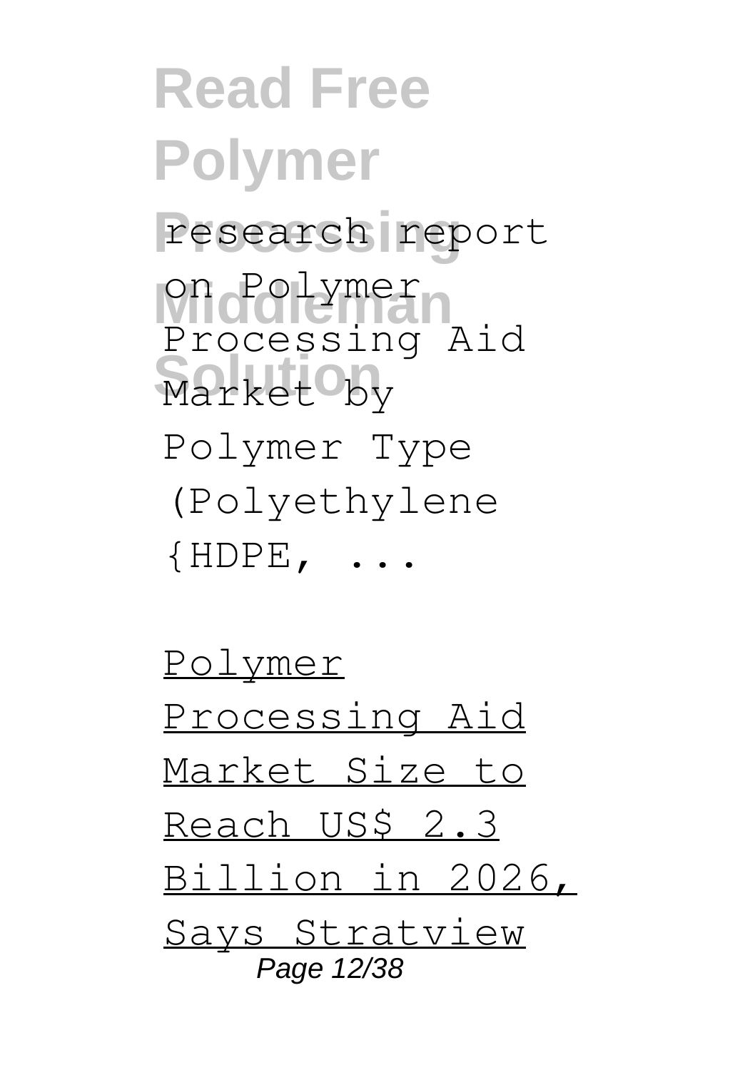research report on Polymer Processing Aid Market by Polymer Type (Polyethylene {HDPE, ...

Polymer Processing Aid Market Size to Reach US$ 2.3 Billion in 2026, Says Stratview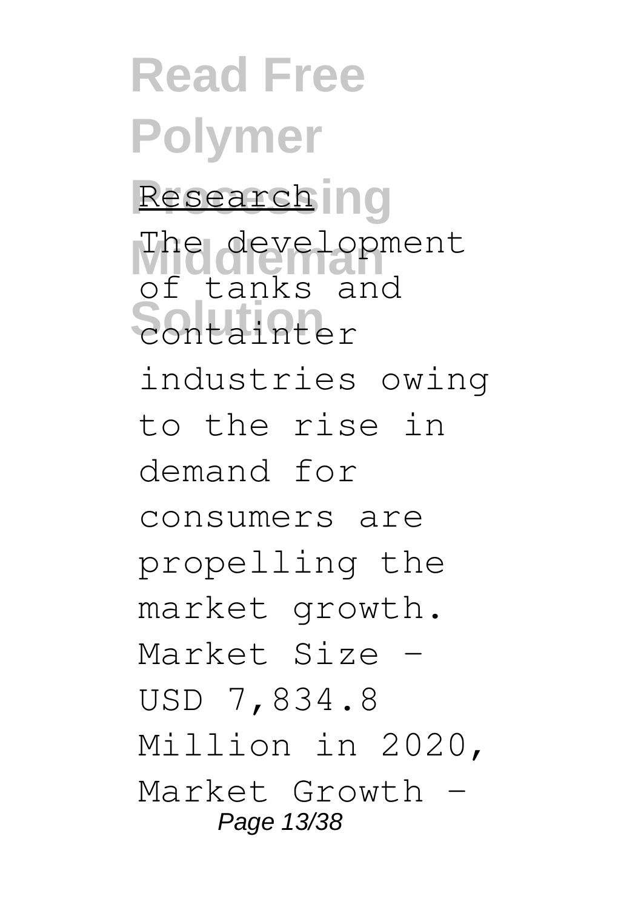Research

The development of tanks and containter industries owing to the rise in demand for consumers are propelling the market growth. Market Size – USD 7,834.8 Million in 2020, Market Growth –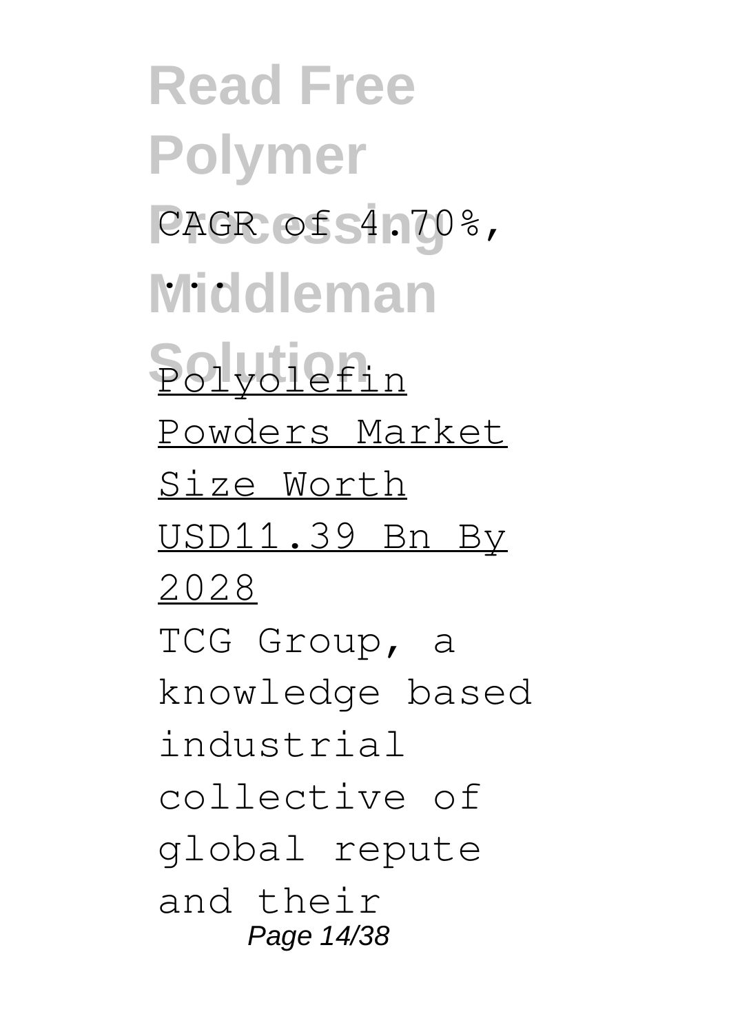CAGR of 4.70%, ...

Polyolefin Powders Market Size Worth USD11.39 Bn By 2028

TCG Group, a knowledge based industrial collective of global repute and their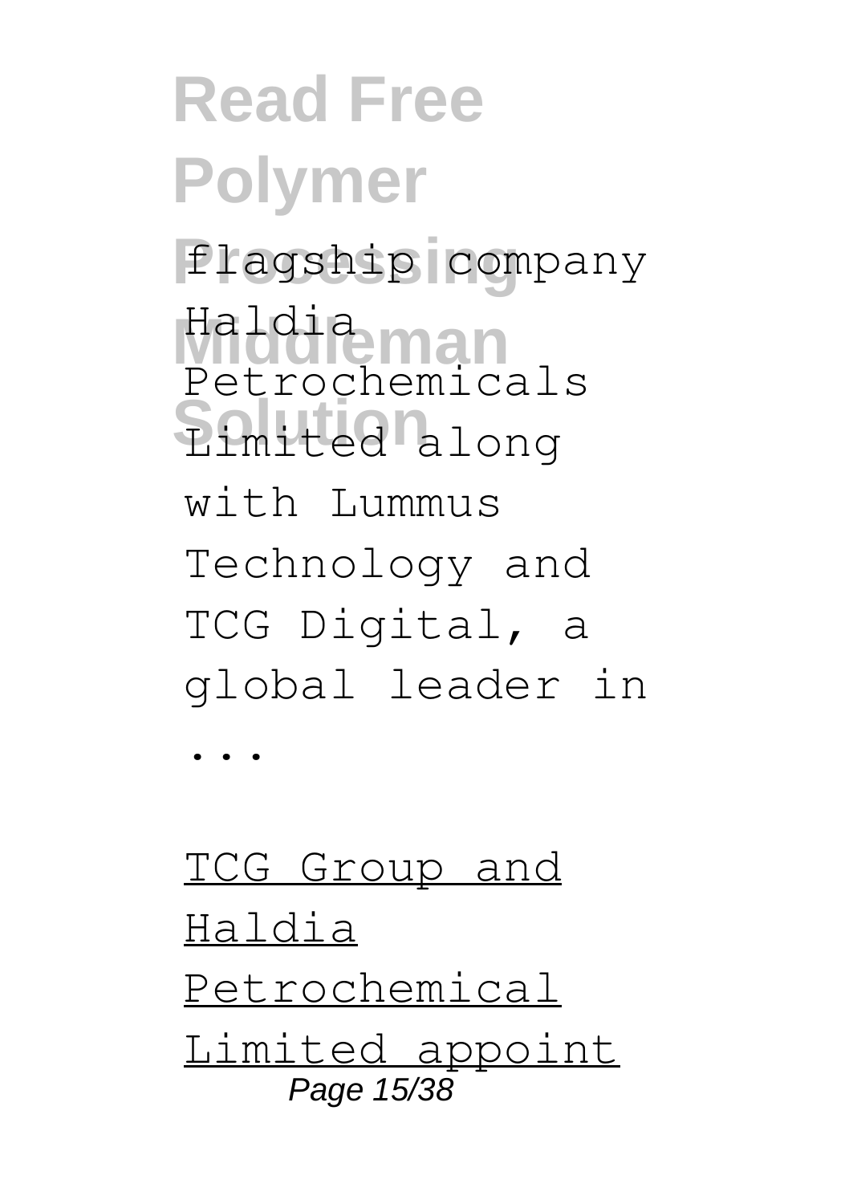flagship company Haldia Petrochemicals Limited along with Lummus Technology and TCG Digital, a global leader in ...

TCG Group and Haldia Petrochemical Limited appoint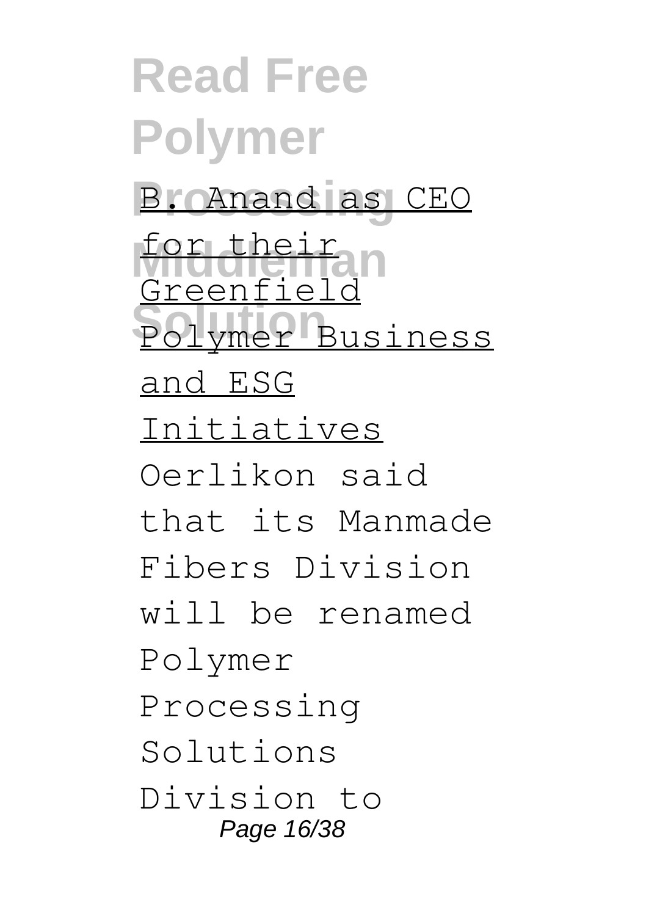B. Anand as CEO for their Greenfield Polymer Business and ESG Initiatives

Oerlikon said that its Manmade Fibers Division will be renamed Polymer Processing Solutions Division to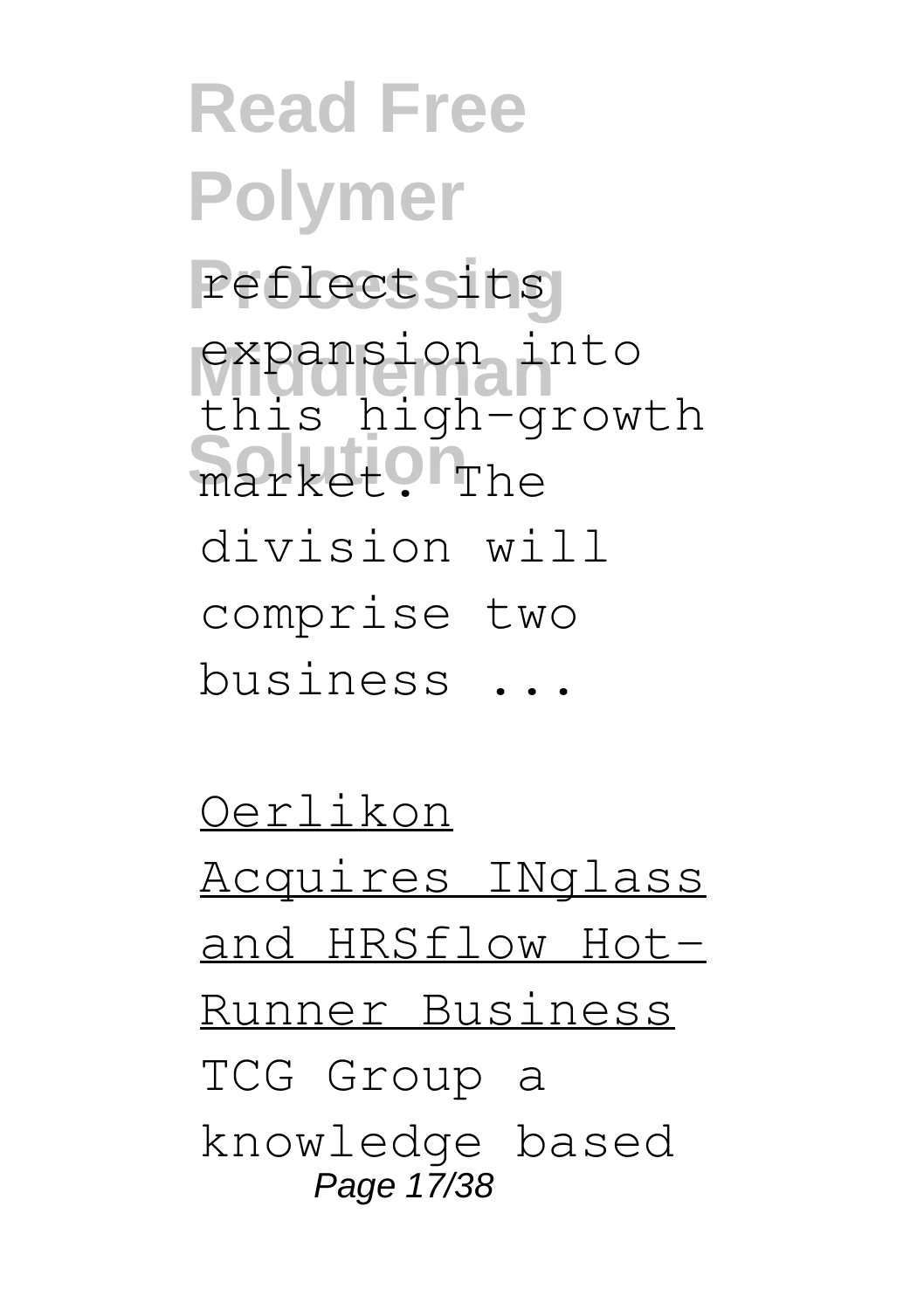reflect its expansion into this high-growth market. The division will comprise two business ...

Oerlikon Acquires INglass and HRSflow Hot-Runner Business

TCG Group a knowledge based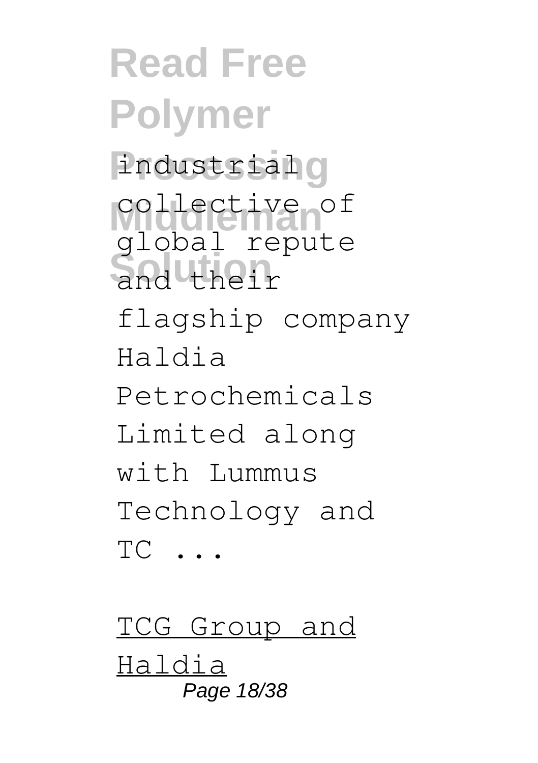industrial collective of global repute and their flagship company Haldia Petrochemicals Limited along with Lummus Technology and TC ...

TCG Group and Haldia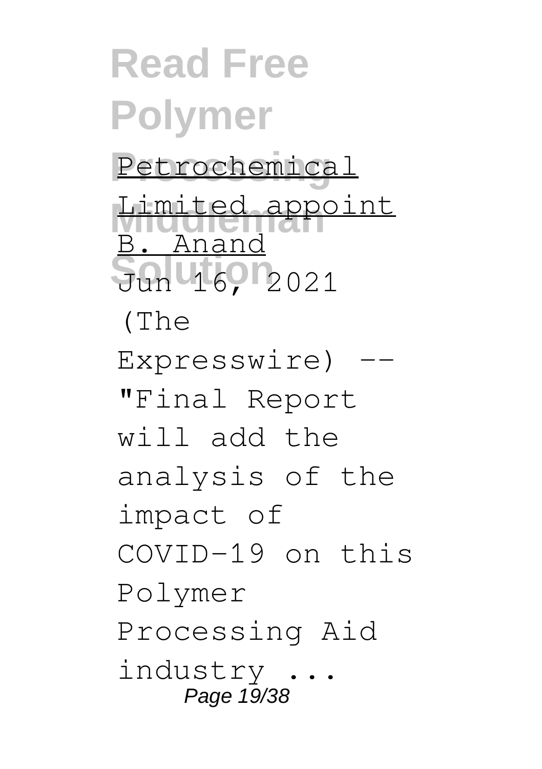Petrochemical Limited appoint B. Anand

Jun 16, 2021 (The Expresswire) -- "Final Report will add the analysis of the impact of COVID-19 on this Polymer Processing Aid industry ...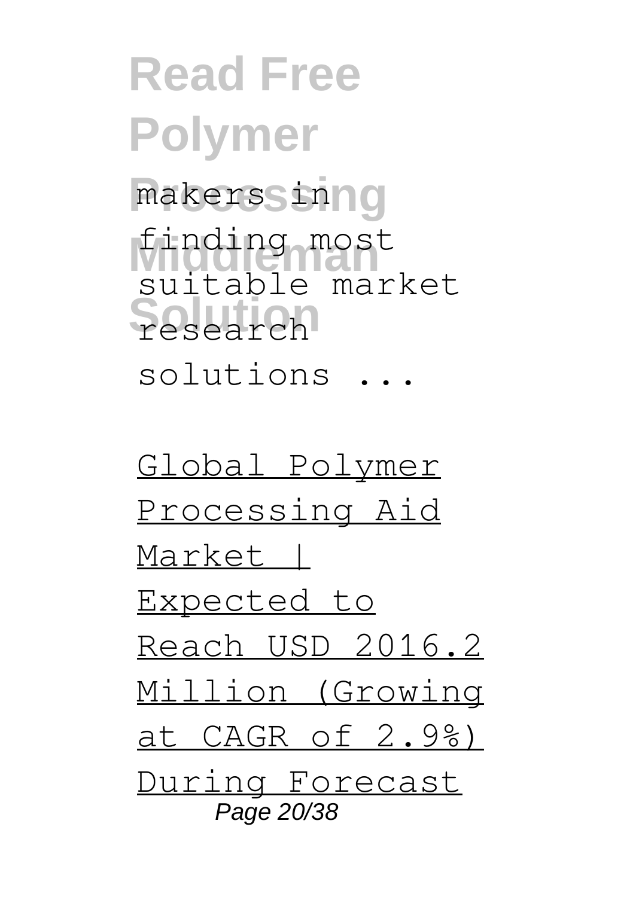makers in finding most suitable market research solutions ...

Global Polymer Processing Aid Market | Expected to Reach USD 2016.2 Million (Growing at CAGR of 2.9%) During Forecast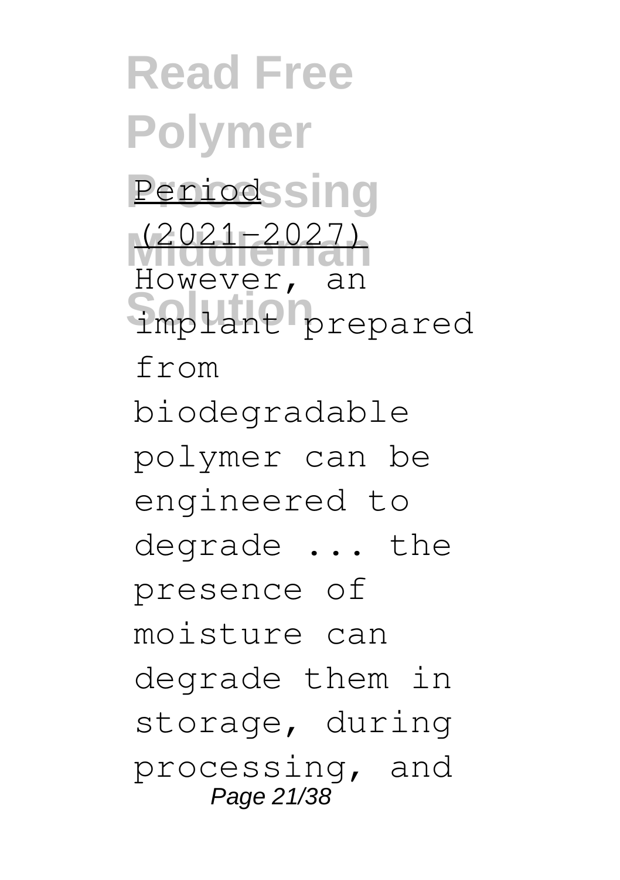Period (2021-2027)

However, an implant prepared from biodegradable polymer can be engineered to degrade ... the presence of moisture can degrade them in storage, during processing, and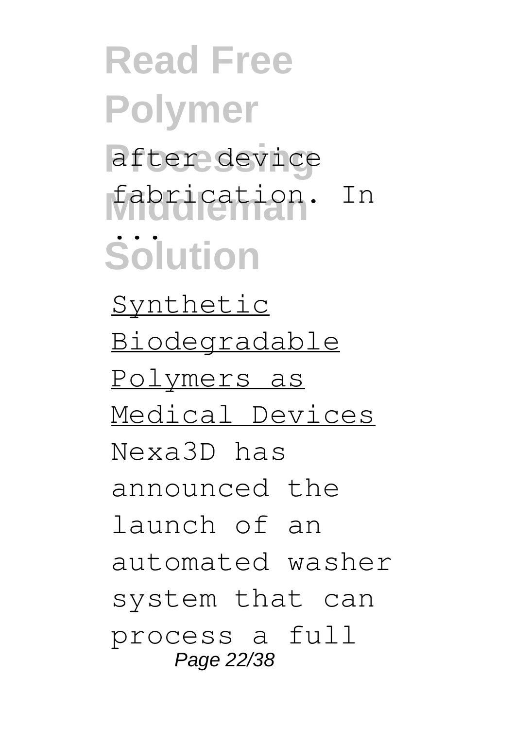after device fabrication. In ...

Synthetic Biodegradable Polymers as Medical Devices

Nexa3D has announced the launch of an automated washer system that can process a full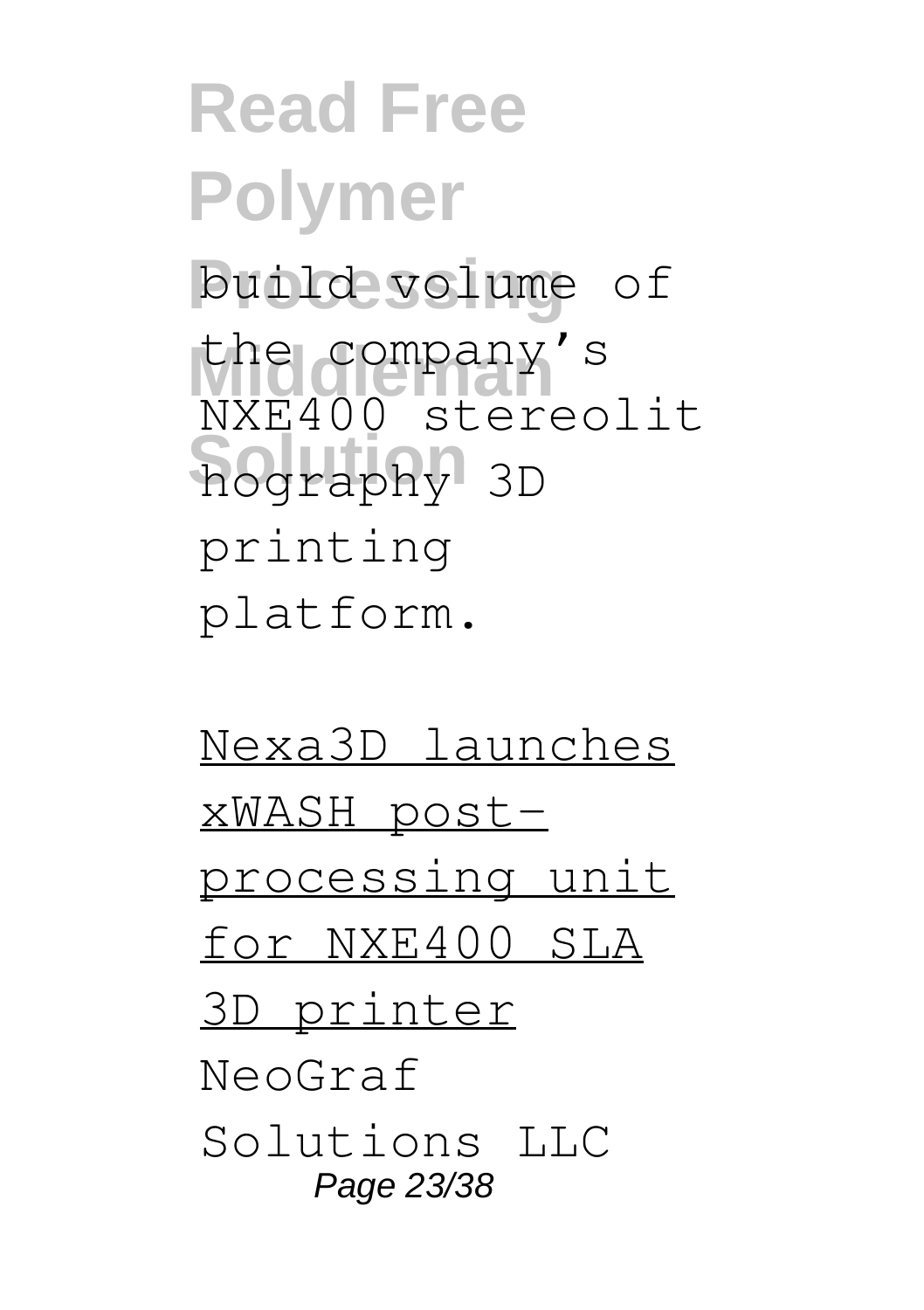build volume of the company's NXE400 stereolithography 3D printing platform.

Nexa3D launches xWASH post-processing unit for NXE400 SLA 3D printer

NeoGraf Solutions LLC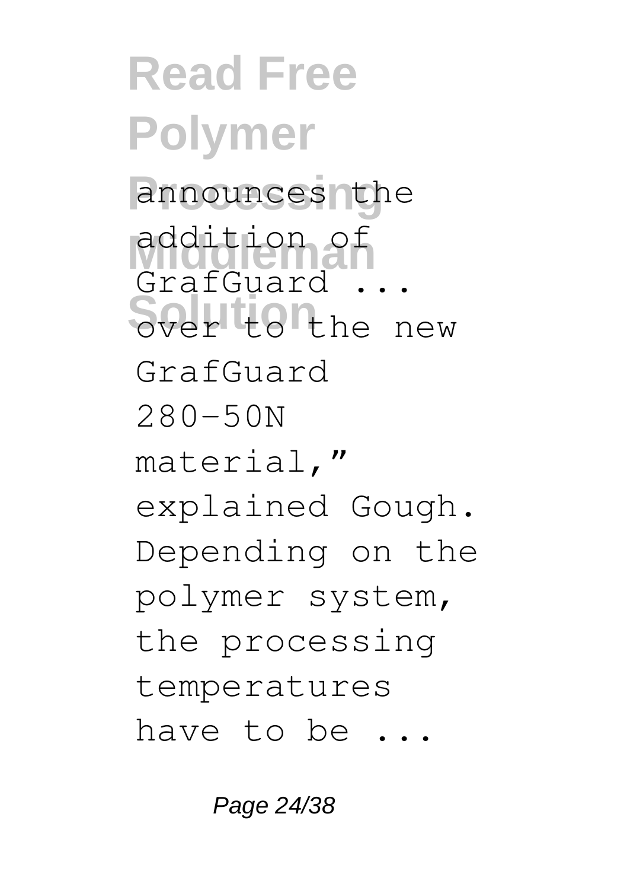announces the addition of GrafGuard ... over to the new GrafGuard 280-50N material," explained Gough. Depending on the polymer system, the processing temperatures have to be ...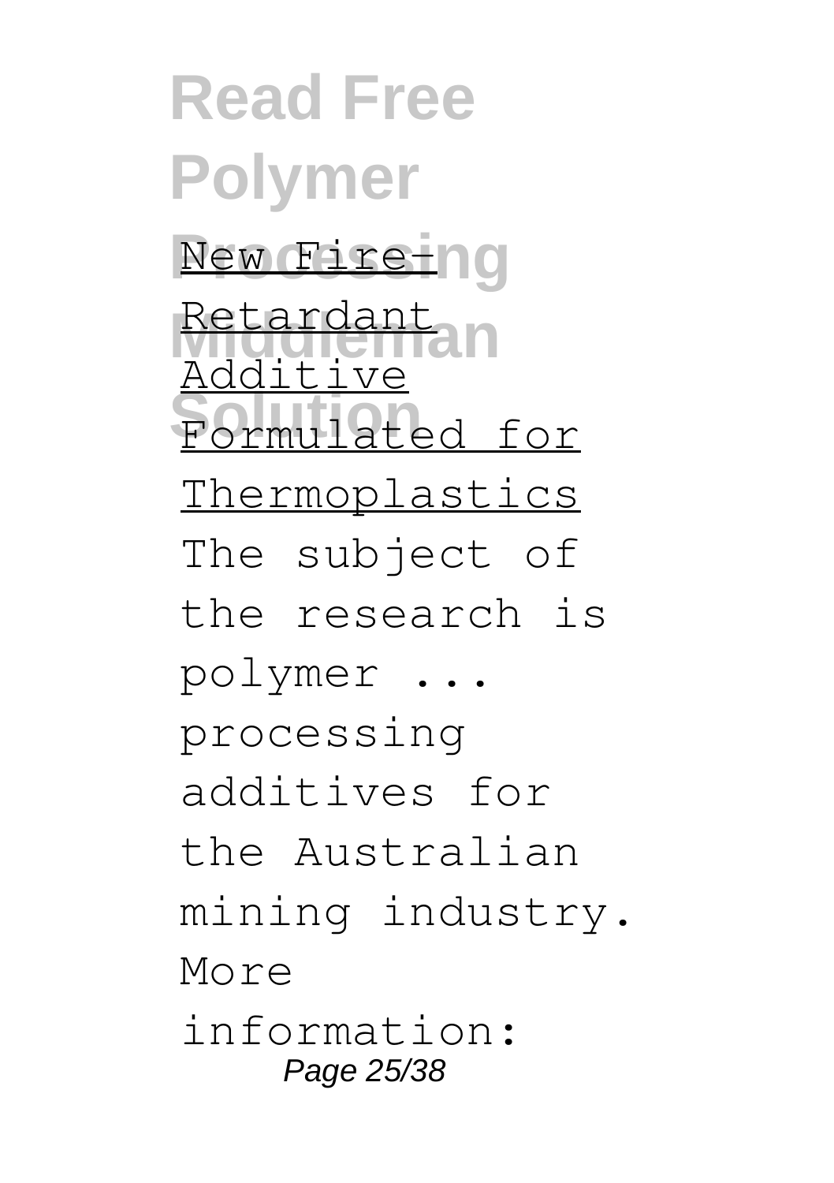New Fire-Retardant Additive Formulated for Thermoplastics

The subject of the research is polymer ... processing additives for the Australian mining industry. More information: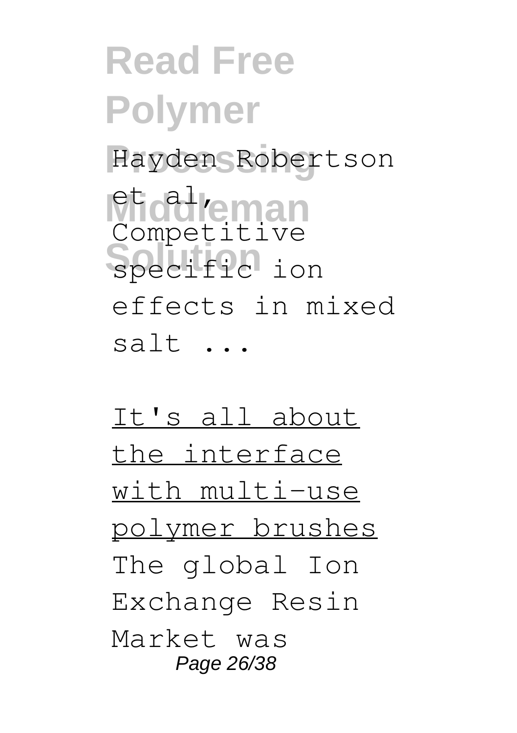Hayden Robertson et al, Competitive specific ion effects in mixed salt ...

It's all about the interface with multi-use polymer brushes

The global Ion Exchange Resin Market was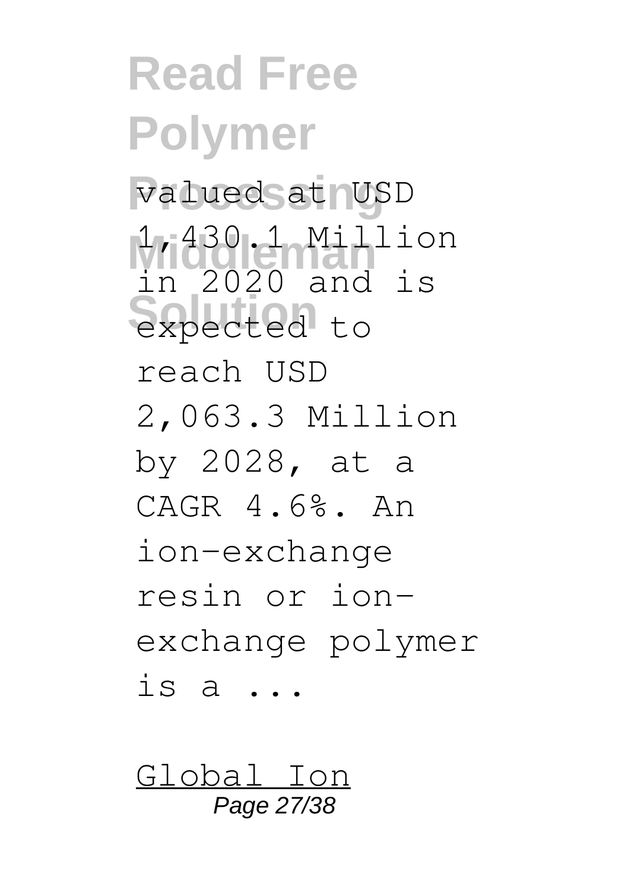valued at USD 1,430.1 Million in 2020 and is expected to reach USD 2,063.3 Million by 2028, at a CAGR 4.6%. An ion-exchange resin or ion-exchange polymer is a ...

Global Ion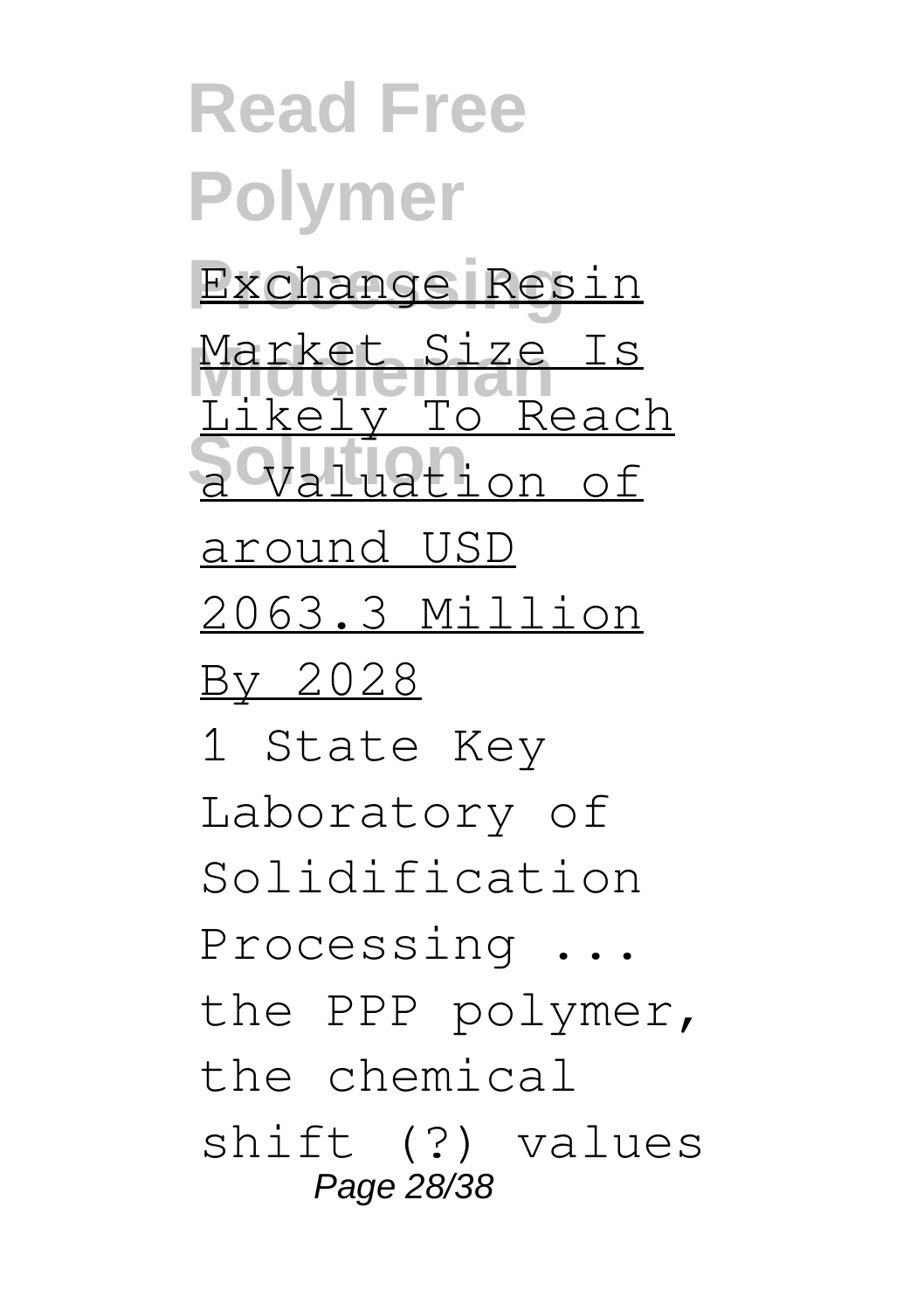Exchange Resin Market Size Is Likely To Reach a Valuation of around USD 2063.3 Million By 2028

1 State Key Laboratory of Solidification Processing ... the PPP polymer, the chemical shift (?) values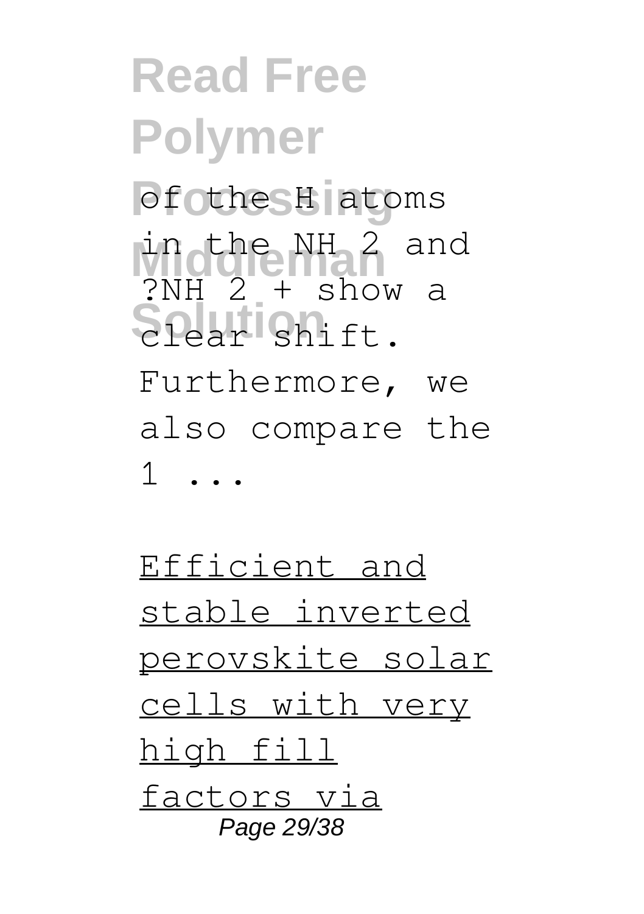of the H atoms in the NH 2 and ?NH 2 + show a clear shift. Furthermore, we also compare the 1 ...

Efficient and stable inverted perovskite solar cells with very high fill factors via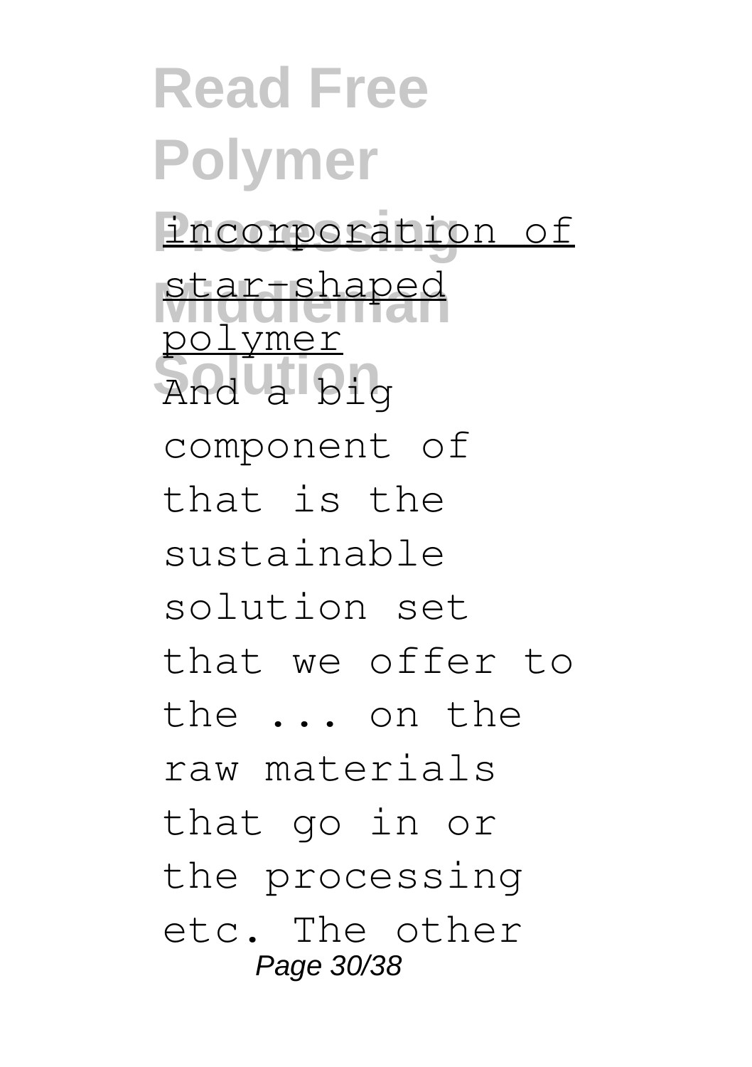incorporation of star-shaped polymer

And a big component of that is the sustainable solution set that we offer to the ... on the raw materials that go in or the processing etc. The other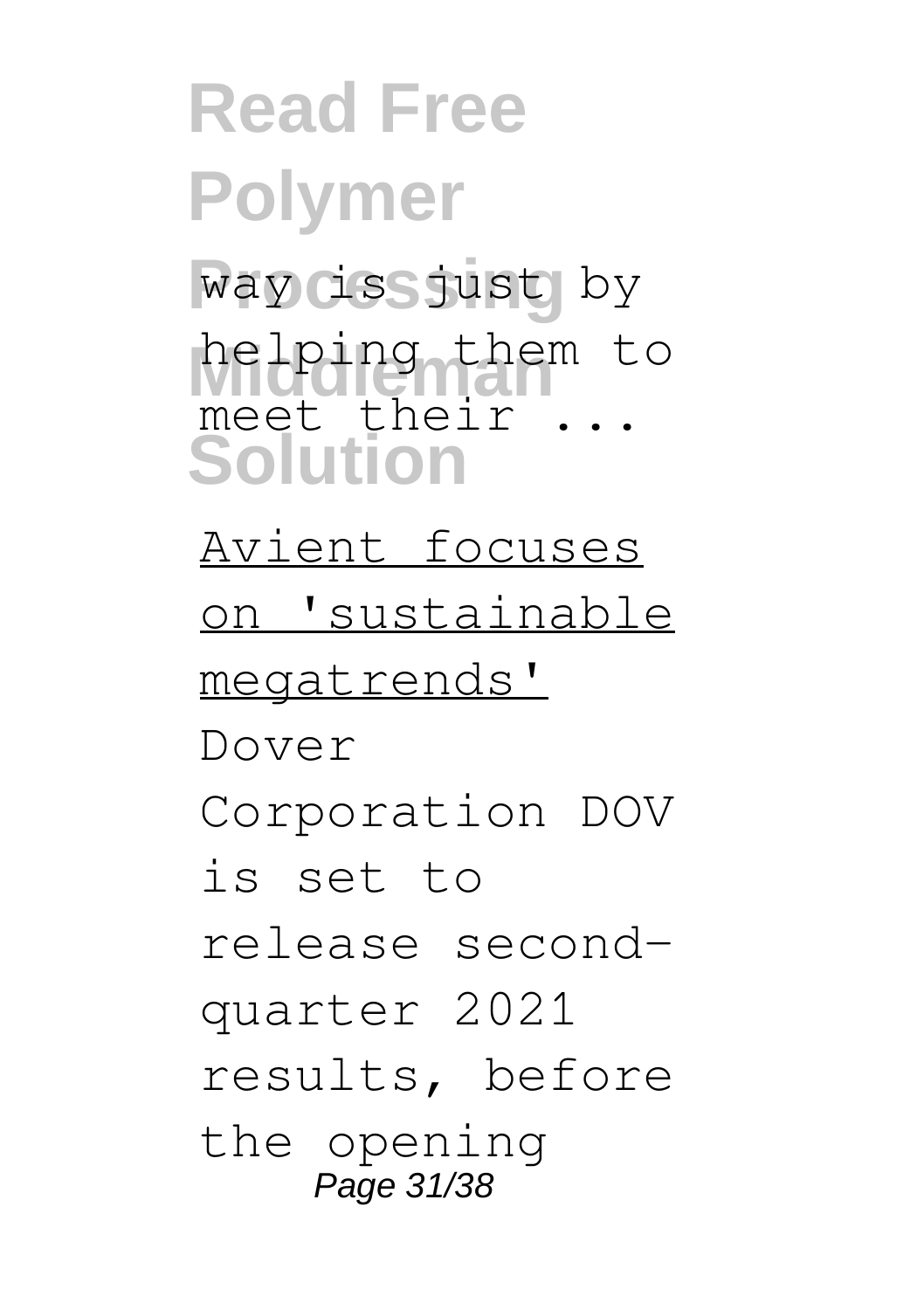way is just by helping them to meet their ...

Avient focuses on 'sustainable megatrends'

Dover Corporation DOV is set to release second-quarter 2021 results, before the opening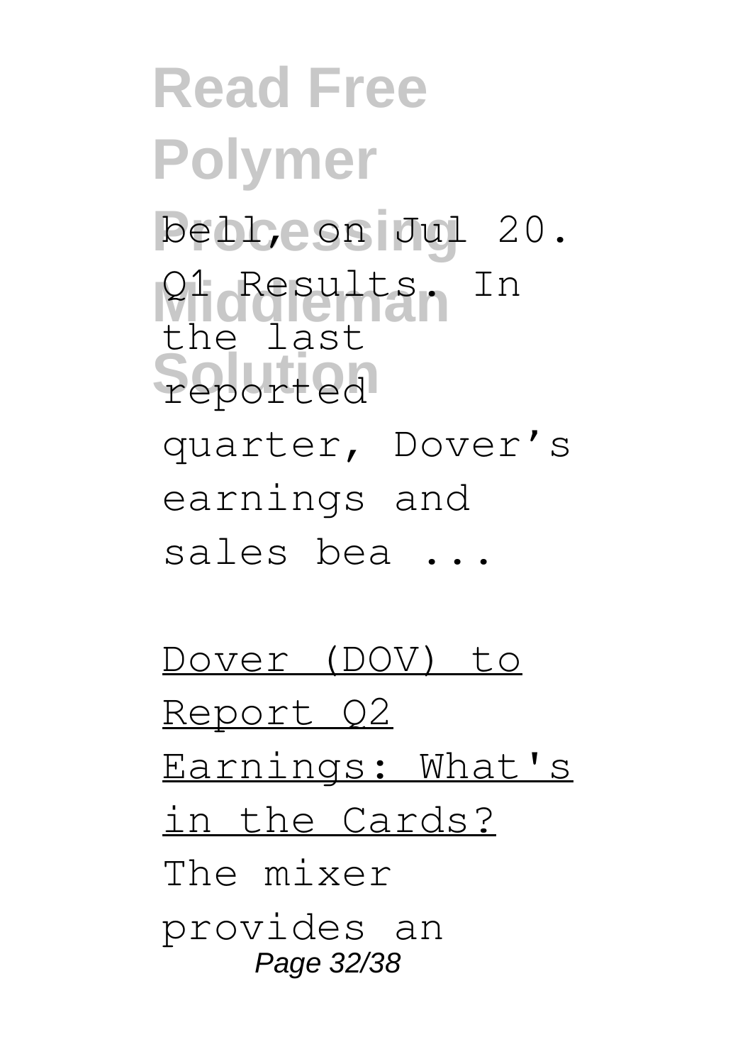bell, on Jul 20. Q1 Results. In the last reported quarter, Dover's earnings and sales bea ...

Dover (DOV) to Report Q2 Earnings: What's in the Cards?

The mixer provides an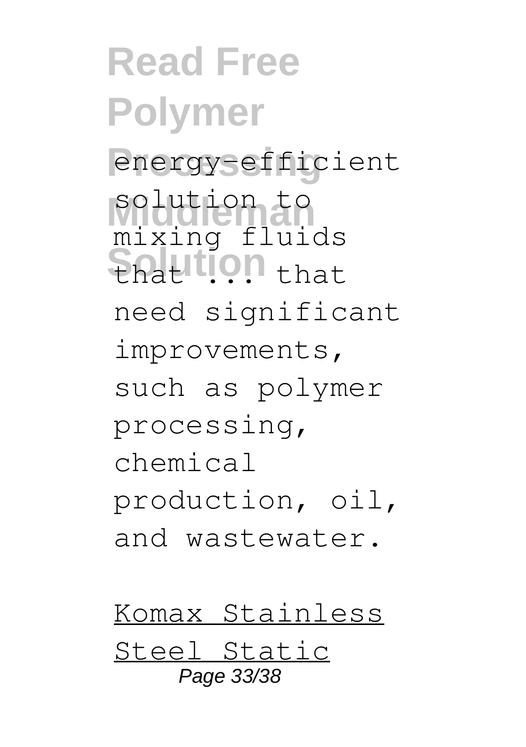energy-efficient solution to mixing fluids that ... that need significant improvements, such as polymer processing, chemical production, oil, and wastewater.

Komax Stainless Steel Static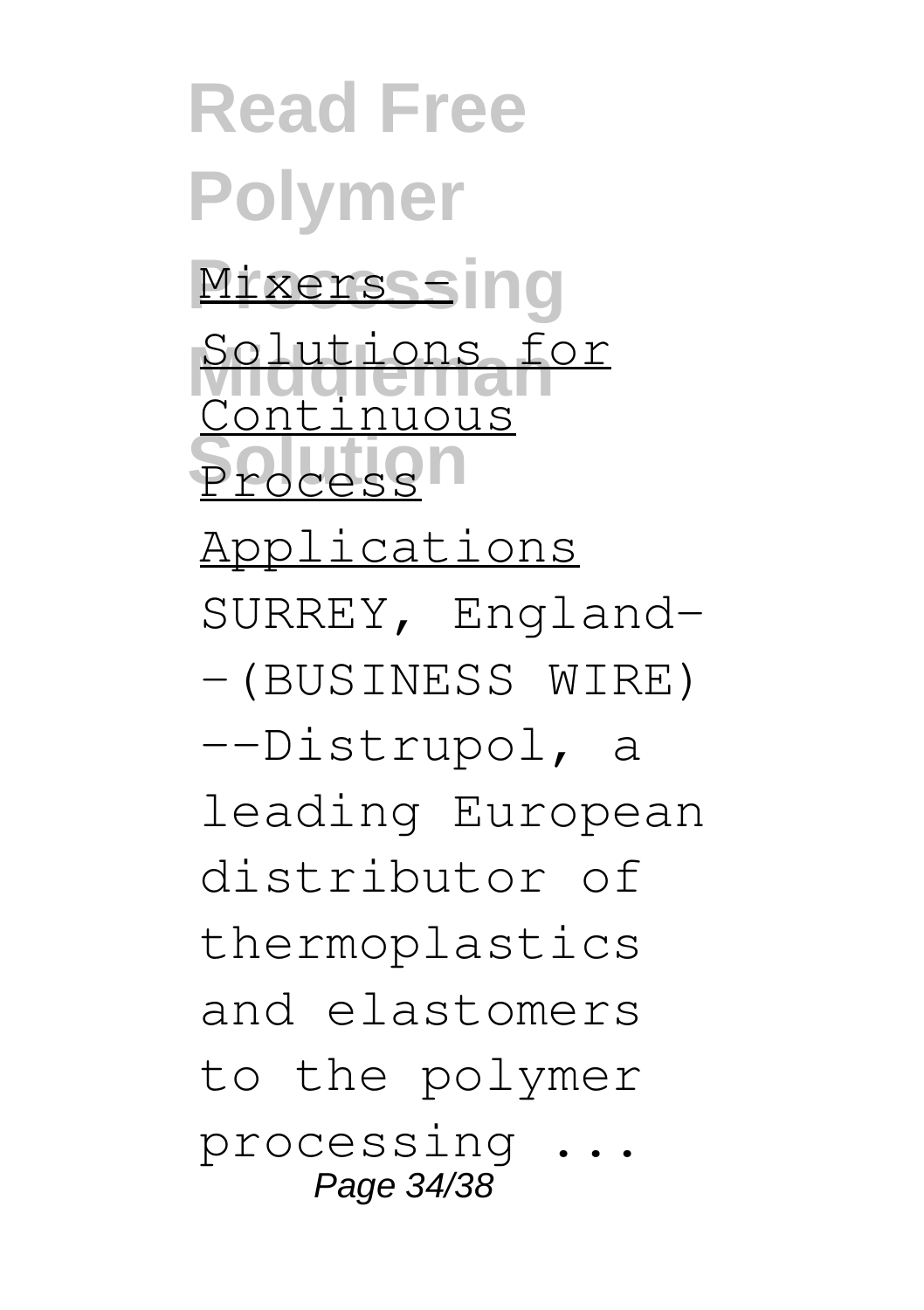Mixers - Solutions for Continuous Process Applications

SURREY, England--(BUSINESS WIRE)--Distrupol, a leading European distributor of thermoplastics and elastomers to the polymer processing ...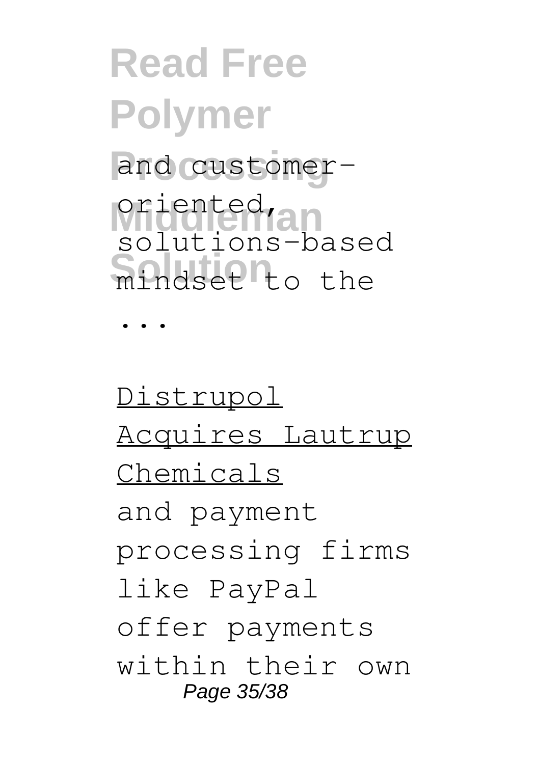and customer-oriented, solutions-based mindset to the ...

Distrupol Acquires Lautrup Chemicals

and payment processing firms like PayPal offer payments within their own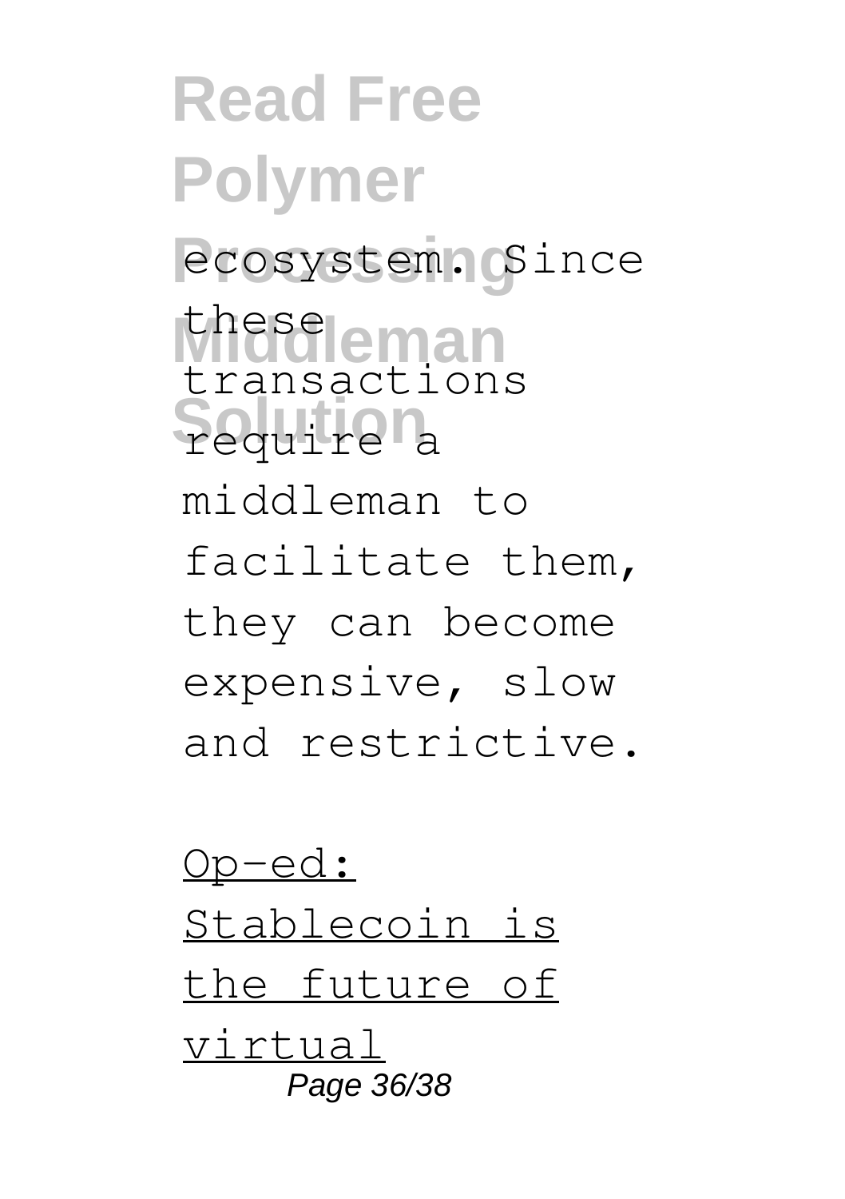ecosystem. Since these transactions require a middleman to facilitate them, they can become expensive, slow and restrictive.

Op-ed: Stablecoin is the future of virtual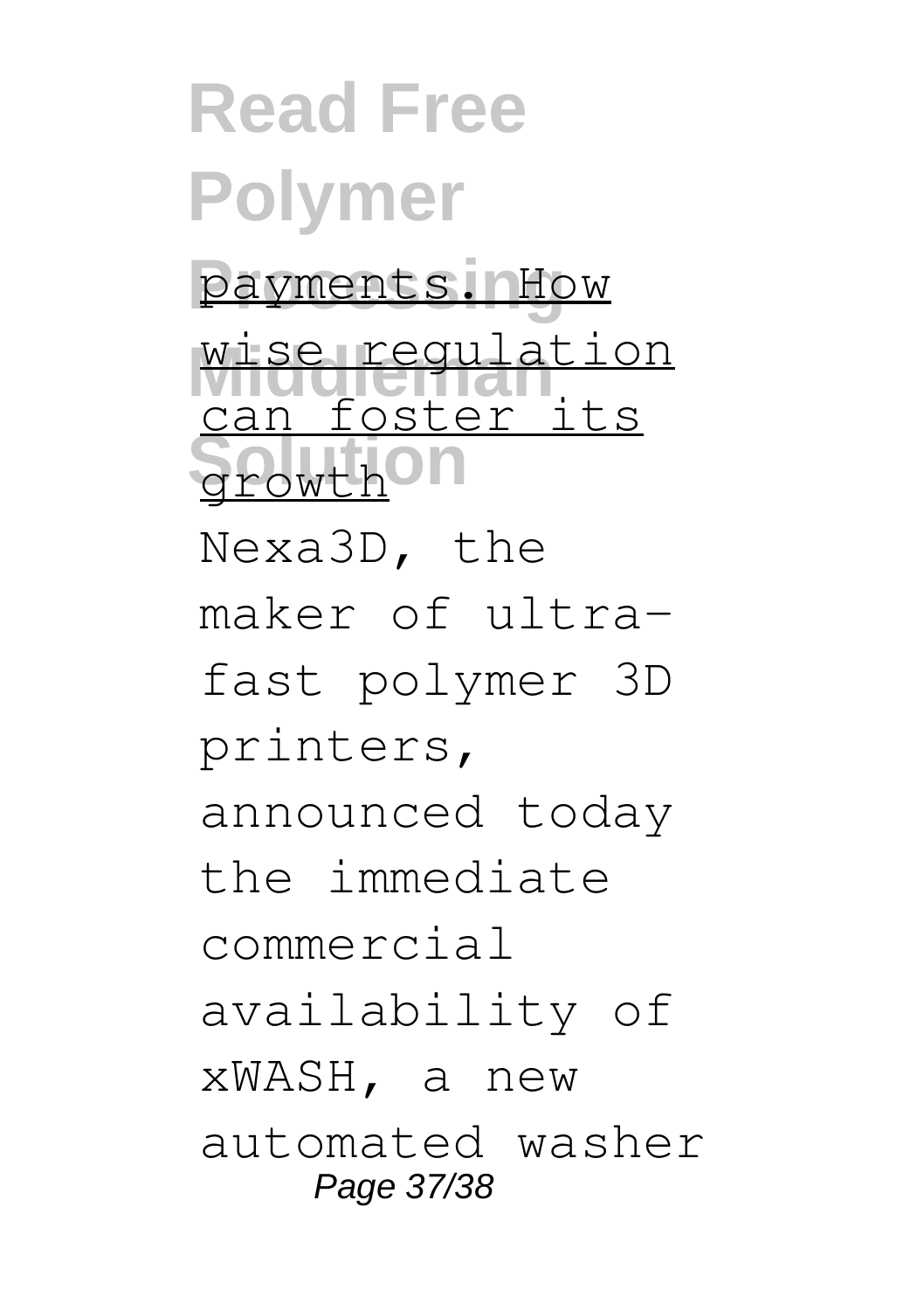payments. How wise regulation can foster its growth

Nexa3D, the maker of ultra-fast polymer 3D printers, announced today the immediate commercial availability of xWASH, a new automated washer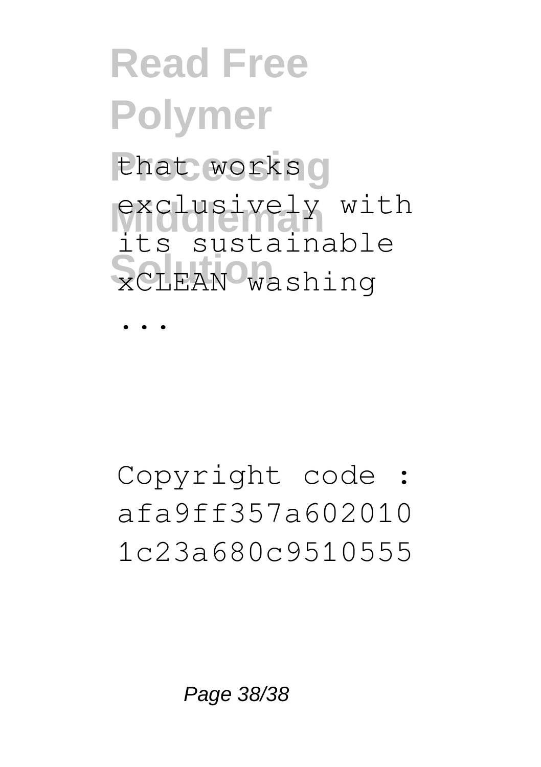that works exclusively with its sustainable xCLEAN washing ...

Copyright code : afa9ff357a6020101c23a680c9510555